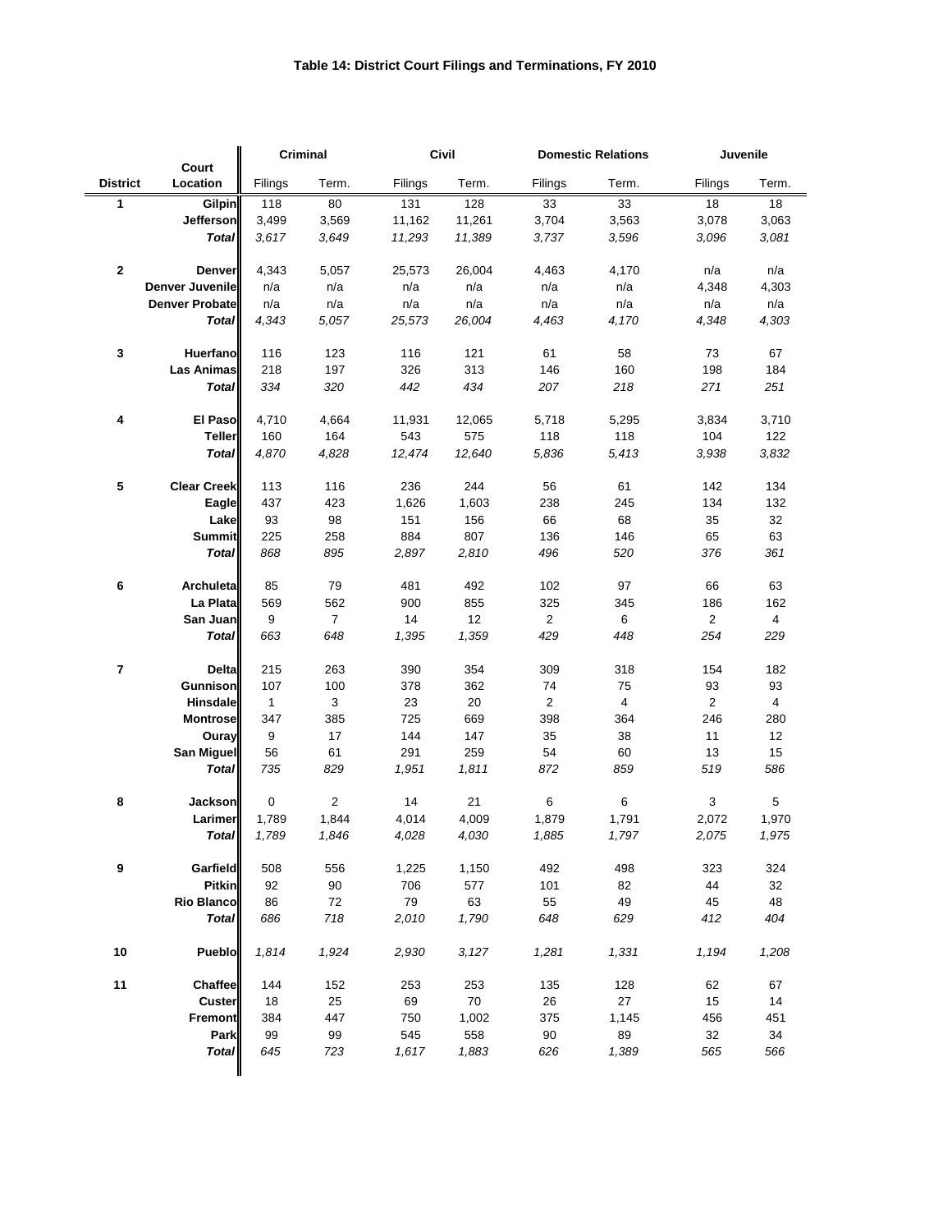# Table 14: District Court Filings and Terminations, FY 2010

| District | Court Location | Criminal | | Civil | | Domestic Relations | | Juvenile | |
|---|---|---|---|---|---|---|---|---|---|
| | | Filings | Term. | Filings | Term. | Filings | Term. | Filings | Term. |
| 1 | Gilpin | 118 | 80 | 131 | 128 | 33 | 33 | 18 | 18 |
| | Jefferson | 3,499 | 3,569 | 11,162 | 11,261 | 3,704 | 3,563 | 3,078 | 3,063 |
| | *Total* | *3,617* | *3,649* | *11,293* | *11,389* | *3,737* | *3,596* | *3,096* | *3,081* |
| 2 | Denver | 4,343 | 5,057 | 25,573 | 26,004 | 4,463 | 4,170 | n/a | n/a |
| | Denver Juvenile | n/a | n/a | n/a | n/a | n/a | n/a | 4,348 | 4,303 |
| | Denver Probate | n/a | n/a | n/a | n/a | n/a | n/a | n/a | n/a |
| | *Total* | *4,343* | *5,057* | *25,573* | *26,004* | *4,463* | *4,170* | *4,348* | *4,303* |
| 3 | Huerfano | 116 | 123 | 116 | 121 | 61 | 58 | 73 | 67 |
| | Las Animas | 218 | 197 | 326 | 313 | 146 | 160 | 198 | 184 |
| | *Total* | *334* | *320* | *442* | *434* | *207* | *218* | *271* | *251* |
| 4 | El Paso | 4,710 | 4,664 | 11,931 | 12,065 | 5,718 | 5,295 | 3,834 | 3,710 |
| | Teller | 160 | 164 | 543 | 575 | 118 | 118 | 104 | 122 |
| | *Total* | *4,870* | *4,828* | *12,474* | *12,640* | *5,836* | *5,413* | *3,938* | *3,832* |
| 5 | Clear Creek | 113 | 116 | 236 | 244 | 56 | 61 | 142 | 134 |
| | Eagle | 437 | 423 | 1,626 | 1,603 | 238 | 245 | 134 | 132 |
| | Lake | 93 | 98 | 151 | 156 | 66 | 68 | 35 | 32 |
| | Summit | 225 | 258 | 884 | 807 | 136 | 146 | 65 | 63 |
| | *Total* | *868* | *895* | *2,897* | *2,810* | *496* | *520* | *376* | *361* |
| 6 | Archuleta | 85 | 79 | 481 | 492 | 102 | 97 | 66 | 63 |
| | La Plata | 569 | 562 | 900 | 855 | 325 | 345 | 186 | 162 |
| | San Juan | 9 | 7 | 14 | 12 | 2 | 6 | 2 | 4 |
| | *Total* | *663* | *648* | *1,395* | *1,359* | *429* | *448* | *254* | *229* |
| 7 | Delta | 215 | 263 | 390 | 354 | 309 | 318 | 154 | 182 |
| | Gunnison | 107 | 100 | 378 | 362 | 74 | 75 | 93 | 93 |
| | Hinsdale | 1 | 3 | 23 | 20 | 2 | 4 | 2 | 4 |
| | Montrose | 347 | 385 | 725 | 669 | 398 | 364 | 246 | 280 |
| | Ouray | 9 | 17 | 144 | 147 | 35 | 38 | 11 | 12 |
| | San Miguel | 56 | 61 | 291 | 259 | 54 | 60 | 13 | 15 |
| | *Total* | *735* | *829* | *1,951* | *1,811* | *872* | *859* | *519* | *586* |
| 8 | Jackson | 0 | 2 | 14 | 21 | 6 | 6 | 3 | 5 |
| | Larimer | 1,789 | 1,844 | 4,014 | 4,009 | 1,879 | 1,791 | 2,072 | 1,970 |
| | *Total* | *1,789* | *1,846* | *4,028* | *4,030* | *1,885* | *1,797* | *2,075* | *1,975* |
| 9 | Garfield | 508 | 556 | 1,225 | 1,150 | 492 | 498 | 323 | 324 |
| | Pitkin | 92 | 90 | 706 | 577 | 101 | 82 | 44 | 32 |
| | Rio Blanco | 86 | 72 | 79 | 63 | 55 | 49 | 45 | 48 |
| | *Total* | *686* | *718* | *2,010* | *1,790* | *648* | *629* | *412* | *404* |
| 10 | Pueblo | *1,814* | *1,924* | *2,930* | *3,127* | *1,281* | *1,331* | *1,194* | *1,208* |
| 11 | Chaffee | 144 | 152 | 253 | 253 | 135 | 128 | 62 | 67 |
| | Custer | 18 | 25 | 69 | 70 | 26 | 27 | 15 | 14 |
| | Fremont | 384 | 447 | 750 | 1,002 | 375 | 1,145 | 456 | 451 |
| | Park | 99 | 99 | 545 | 558 | 90 | 89 | 32 | 34 |
| | *Total* | *645* | *723* | *1,617* | *1,883* | *626* | *1,389* | *565* | *566* |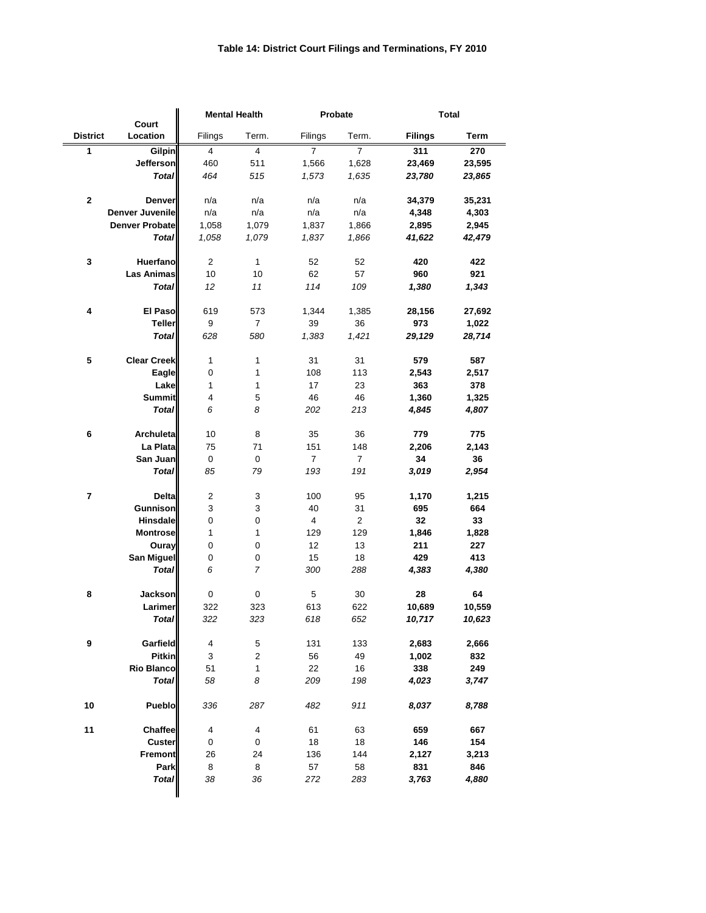### Table 14: District Court Filings and Terminations, FY 2010

| District | Court Location | Mental Health | | Probate | | Total | |
|---|---|---|---|---|---|---|---|
| | | Filings | Term. | Filings | Term. | **Filings** | **Term** |
| **1** | **Gilpin** | 4 | 4 | 7 | 7 | **311** | **270** |
| | **Jefferson** | 460 | 511 | 1,566 | 1,628 | **23,469** | **23,595** |
| | ***Total*** | *464* | *515* | *1,573* | *1,635* | ***23,780*** | ***23,865*** |
| **2** | **Denver** | n/a | n/a | n/a | n/a | **34,379** | **35,231** |
| | **Denver Juvenile** | n/a | n/a | n/a | n/a | **4,348** | **4,303** |
| | **Denver Probate** | 1,058 | 1,079 | 1,837 | 1,866 | **2,895** | **2,945** |
| | ***Total*** | *1,058* | *1,079* | *1,837* | *1,866* | ***41,622*** | ***42,479*** |
| **3** | **Huerfano** | 2 | 1 | 52 | 52 | **420** | **422** |
| | **Las Animas** | 10 | 10 | 62 | 57 | **960** | **921** |
| | ***Total*** | *12* | *11* | *114* | *109* | ***1,380*** | ***1,343*** |
| **4** | **El Paso** | 619 | 573 | 1,344 | 1,385 | **28,156** | **27,692** |
| | **Teller** | 9 | 7 | 39 | 36 | **973** | **1,022** |
| | ***Total*** | *628* | *580* | *1,383* | *1,421* | ***29,129*** | ***28,714*** |
| **5** | **Clear Creek** | 1 | 1 | 31 | 31 | **579** | **587** |
| | **Eagle** | 0 | 1 | 108 | 113 | **2,543** | **2,517** |
| | **Lake** | 1 | 1 | 17 | 23 | **363** | **378** |
| | **Summit** | 4 | 5 | 46 | 46 | **1,360** | **1,325** |
| | ***Total*** | *6* | *8* | *202* | *213* | ***4,845*** | ***4,807*** |
| **6** | **Archuleta** | 10 | 8 | 35 | 36 | **779** | **775** |
| | **La Plata** | 75 | 71 | 151 | 148 | **2,206** | **2,143** |
| | **San Juan** | 0 | 0 | 7 | 7 | **34** | **36** |
| | ***Total*** | *85* | *79* | *193* | *191* | ***3,019*** | ***2,954*** |
| **7** | **Delta** | 2 | 3 | 100 | 95 | **1,170** | **1,215** |
| | **Gunnison** | 3 | 3 | 40 | 31 | **695** | **664** |
| | **Hinsdale** | 0 | 0 | 4 | 2 | **32** | **33** |
| | **Montrose** | 1 | 1 | 129 | 129 | **1,846** | **1,828** |
| | **Ouray** | 0 | 0 | 12 | 13 | **211** | **227** |
| | **San Miguel** | 0 | 0 | 15 | 18 | **429** | **413** |
| | ***Total*** | *6* | *7* | *300* | *288* | ***4,383*** | ***4,380*** |
| **8** | **Jackson** | 0 | 0 | 5 | 30 | **28** | **64** |
| | **Larimer** | 322 | 323 | 613 | 622 | **10,689** | **10,559** |
| | ***Total*** | *322* | *323* | *618* | *652* | ***10,717*** | ***10,623*** |
| **9** | **Garfield** | 4 | 5 | 131 | 133 | **2,683** | **2,666** |
| | **Pitkin** | 3 | 2 | 56 | 49 | **1,002** | **832** |
| | **Rio Blanco** | 51 | 1 | 22 | 16 | **338** | **249** |
| | ***Total*** | *58* | *8* | *209* | *198* | ***4,023*** | ***3,747*** |
| **10** | **Pueblo** | *336* | *287* | *482* | *911* | ***8,037*** | ***8,788*** |
| **11** | **Chaffee** | 4 | 4 | 61 | 63 | **659** | **667** |
| | **Custer** | 0 | 0 | 18 | 18 | **146** | **154** |
| | **Fremont** | 26 | 24 | 136 | 144 | **2,127** | **3,213** |
| | **Park** | 8 | 8 | 57 | 58 | **831** | **846** |
| | ***Total*** | *38* | *36* | *272* | *283* | ***3,763*** | ***4,880*** |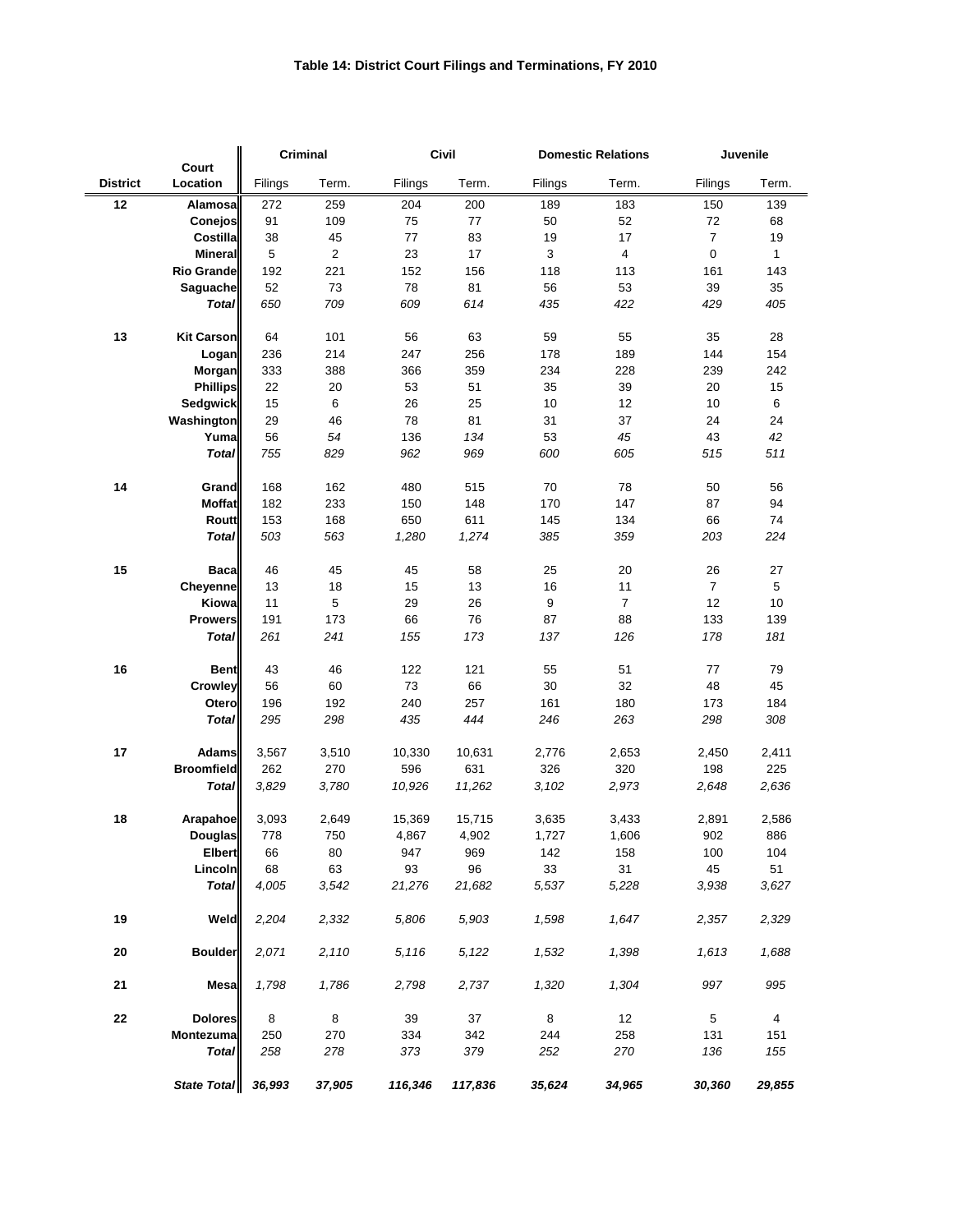**Table 14: District Court Filings and Terminations, FY 2010**

| District | Court Location | Criminal | | Civil | | Domestic Relations | | Juvenile | |
|---|---|---|---|---|---|---|---|---|---|
| | | Filings | Term. | Filings | Term. | Filings | Term. | Filings | Term. |
| 12 | Alamosa | 272 | 259 | 204 | 200 | 189 | 183 | 150 | 139 |
| | Conejos | 91 | 109 | 75 | 77 | 50 | 52 | 72 | 68 |
| | Costilla | 38 | 45 | 77 | 83 | 19 | 17 | 7 | 19 |
| | Mineral | 5 | 2 | 23 | 17 | 3 | 4 | 0 | 1 |
| | Rio Grande | 192 | 221 | 152 | 156 | 118 | 113 | 161 | 143 |
| | Saguache | 52 | 73 | 78 | 81 | 56 | 53 | 39 | 35 |
| | *Total* | *650* | *709* | *609* | *614* | *435* | *422* | *429* | *405* |
| 13 | Kit Carson | 64 | 101 | 56 | 63 | 59 | 55 | 35 | 28 |
| | Logan | 236 | 214 | 247 | 256 | 178 | 189 | 144 | 154 |
| | Morgan | 333 | 388 | 366 | 359 | 234 | 228 | 239 | 242 |
| | Phillips | 22 | 20 | 53 | 51 | 35 | 39 | 20 | 15 |
| | Sedgwick | 15 | 6 | 26 | 25 | 10 | 12 | 10 | 6 |
| | Washington | 29 | 46 | 78 | 81 | 31 | 37 | 24 | 24 |
| | Yuma | 56 | *54* | 136 | *134* | 53 | *45* | 43 | *42* |
| | *Total* | *755* | *829* | *962* | *969* | *600* | *605* | *515* | *511* |
| 14 | Grand | 168 | 162 | 480 | 515 | 70 | 78 | 50 | 56 |
| | Moffat | 182 | 233 | 150 | 148 | 170 | 147 | 87 | 94 |
| | Routt | 153 | 168 | 650 | 611 | 145 | 134 | 66 | 74 |
| | *Total* | *503* | *563* | *1,280* | *1,274* | *385* | *359* | *203* | *224* |
| 15 | Baca | 46 | 45 | 45 | 58 | 25 | 20 | 26 | 27 |
| | Cheyenne | 13 | 18 | 15 | 13 | 16 | 11 | 7 | 5 |
| | Kiowa | 11 | 5 | 29 | 26 | 9 | 7 | 12 | 10 |
| | Prowers | 191 | 173 | 66 | 76 | 87 | 88 | 133 | 139 |
| | *Total* | *261* | *241* | *155* | *173* | *137* | *126* | *178* | *181* |
| 16 | Bent | 43 | 46 | 122 | 121 | 55 | 51 | 77 | 79 |
| | Crowley | 56 | 60 | 73 | 66 | 30 | 32 | 48 | 45 |
| | Otero | 196 | 192 | 240 | 257 | 161 | 180 | 173 | 184 |
| | *Total* | *295* | *298* | *435* | *444* | *246* | *263* | *298* | *308* |
| 17 | Adams | 3,567 | 3,510 | 10,330 | 10,631 | 2,776 | 2,653 | 2,450 | 2,411 |
| | Broomfield | 262 | 270 | 596 | 631 | 326 | 320 | 198 | 225 |
| | *Total* | *3,829* | *3,780* | *10,926* | *11,262* | *3,102* | *2,973* | *2,648* | *2,636* |
| 18 | Arapahoe | 3,093 | 2,649 | 15,369 | 15,715 | 3,635 | 3,433 | 2,891 | 2,586 |
| | Douglas | 778 | 750 | 4,867 | 4,902 | 1,727 | 1,606 | 902 | 886 |
| | Elbert | 66 | 80 | 947 | 969 | 142 | 158 | 100 | 104 |
| | Lincoln | 68 | 63 | 93 | 96 | 33 | 31 | 45 | 51 |
| | *Total* | *4,005* | *3,542* | *21,276* | *21,682* | *5,537* | *5,228* | *3,938* | *3,627* |
| 19 | Weld | *2,204* | *2,332* | *5,806* | *5,903* | *1,598* | *1,647* | *2,357* | *2,329* |
| 20 | Boulder | *2,071* | *2,110* | *5,116* | *5,122* | *1,532* | *1,398* | *1,613* | *1,688* |
| 21 | Mesa | *1,798* | *1,786* | *2,798* | *2,737* | *1,320* | *1,304* | *997* | *995* |
| 22 | Dolores | 8 | 8 | 39 | 37 | 8 | 12 | 5 | 4 |
| | Montezuma | 250 | 270 | 334 | 342 | 244 | 258 | 131 | 151 |
| | *Total* | *258* | *278* | *373* | *379* | *252* | *270* | *136* | *155* |
| | ***State Total*** | ***36,993*** | ***37,905*** | ***116,346*** | ***117,836*** | ***35,624*** | ***34,965*** | ***30,360*** | ***29,855*** |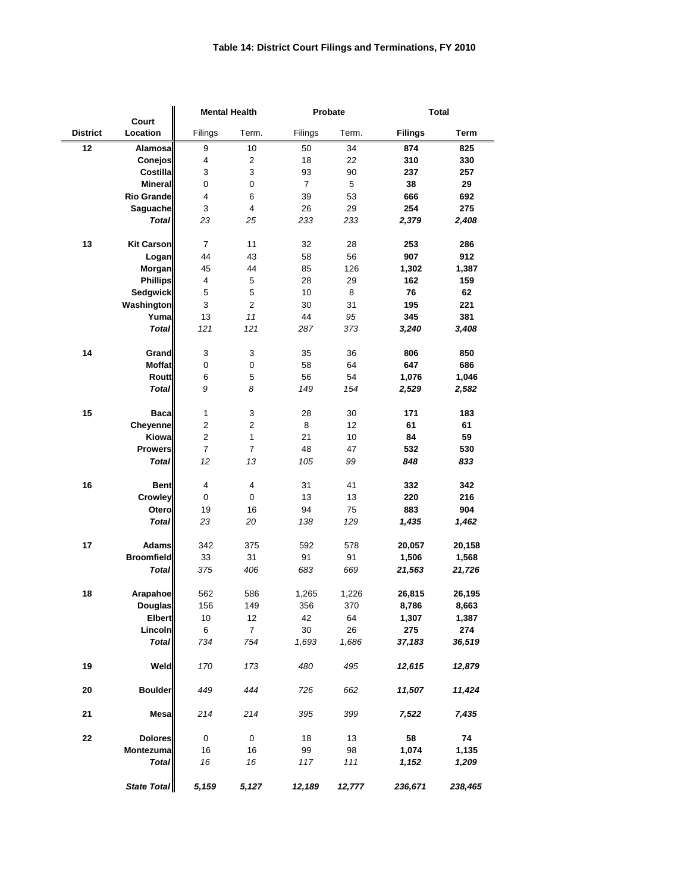**Table 14: District Court Filings and Terminations, FY 2010**

| District | Court Location | Mental Health | | Probate | | Total | |
|---|---|---|---|---|---|---|---|
| | | Filings | Term. | Filings | Term. | **Filings** | **Term** |
| **12** | **Alamosa** | 9 | 10 | 50 | 34 | **874** | **825** |
| | **Conejos** | 4 | 2 | 18 | 22 | **310** | **330** |
| | **Costilla** | 3 | 3 | 93 | 90 | **237** | **257** |
| | **Mineral** | 0 | 0 | 7 | 5 | **38** | **29** |
| | **Rio Grande** | 4 | 6 | 39 | 53 | **666** | **692** |
| | **Saguache** | 3 | 4 | 26 | 29 | **254** | **275** |
| | ***Total*** | *23* | *25* | *233* | *233* | ***2,379*** | ***2,408*** |
| **13** | **Kit Carson** | 7 | 11 | 32 | 28 | **253** | **286** |
| | **Logan** | 44 | 43 | 58 | 56 | **907** | **912** |
| | **Morgan** | 45 | 44 | 85 | 126 | **1,302** | **1,387** |
| | **Phillips** | 4 | 5 | 28 | 29 | **162** | **159** |
| | **Sedgwick** | 5 | 5 | 10 | 8 | **76** | **62** |
| | **Washington** | 3 | 2 | 30 | 31 | **195** | **221** |
| | **Yuma** | 13 | *11* | 44 | *95* | **345** | **381** |
| | ***Total*** | *121* | *121* | *287* | *373* | ***3,240*** | ***3,408*** |
| **14** | **Grand** | 3 | 3 | 35 | 36 | **806** | **850** |
| | **Moffat** | 0 | 0 | 58 | 64 | **647** | **686** |
| | **Routt** | 6 | 5 | 56 | 54 | **1,076** | **1,046** |
| | ***Total*** | *9* | *8* | *149* | *154* | ***2,529*** | ***2,582*** |
| **15** | **Baca** | 1 | 3 | 28 | 30 | **171** | **183** |
| | **Cheyenne** | 2 | 2 | 8 | 12 | **61** | **61** |
| | **Kiowa** | 2 | 1 | 21 | 10 | **84** | **59** |
| | **Prowers** | 7 | 7 | 48 | 47 | **532** | **530** |
| | ***Total*** | *12* | *13* | *105* | *99* | ***848*** | ***833*** |
| **16** | **Bent** | 4 | 4 | 31 | 41 | **332** | **342** |
| | **Crowley** | 0 | 0 | 13 | 13 | **220** | **216** |
| | **Otero** | 19 | 16 | 94 | 75 | **883** | **904** |
| | ***Total*** | *23* | *20* | *138* | *129* | ***1,435*** | ***1,462*** |
| **17** | **Adams** | 342 | 375 | 592 | 578 | **20,057** | **20,158** |
| | **Broomfield** | 33 | 31 | 91 | 91 | **1,506** | **1,568** |
| | ***Total*** | *375* | *406* | *683* | *669* | ***21,563*** | ***21,726*** |
| **18** | **Arapahoe** | 562 | 586 | 1,265 | 1,226 | **26,815** | **26,195** |
| | **Douglas** | 156 | 149 | 356 | 370 | **8,786** | **8,663** |
| | **Elbert** | 10 | 12 | 42 | 64 | **1,307** | **1,387** |
| | **Lincoln** | 6 | 7 | 30 | 26 | **275** | **274** |
| | ***Total*** | *734* | *754* | *1,693* | *1,686* | ***37,183*** | ***36,519*** |
| **19** | **Weld** | *170* | *173* | *480* | *495* | ***12,615*** | ***12,879*** |
| **20** | **Boulder** | *449* | *444* | *726* | *662* | ***11,507*** | ***11,424*** |
| **21** | **Mesa** | *214* | *214* | *395* | *399* | ***7,522*** | ***7,435*** |
| **22** | **Dolores** | 0 | 0 | 18 | 13 | **58** | **74** |
| | **Montezuma** | 16 | 16 | 99 | 98 | **1,074** | **1,135** |
| | ***Total*** | *16* | *16* | *117* | *111* | ***1,152*** | ***1,209*** |
| | ***State Total*** | ***5,159*** | ***5,127*** | ***12,189*** | ***12,777*** | ***236,671*** | ***238,465*** |